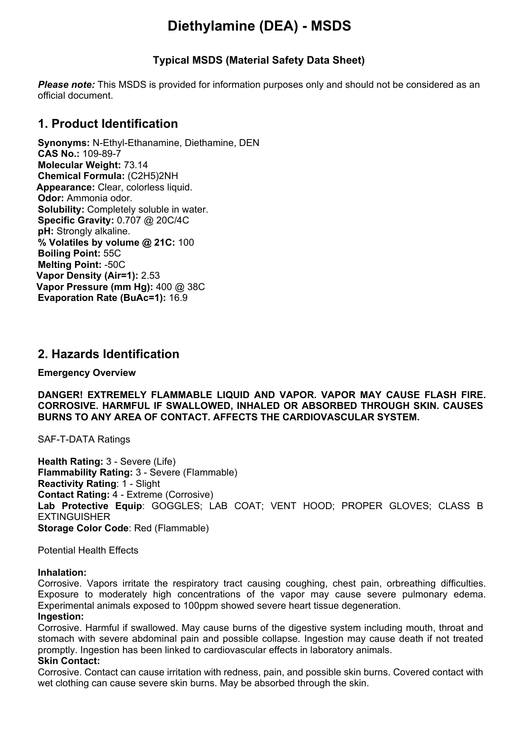# Diethylamine (DEA) - MSDS

### Typical MSDS (Material Safety Data Sheet)

***Please note:*** This MSDS is provided for information purposes only and should not be considered as an official document.

## 1. Product Identification

**Synonyms:** N-Ethyl-Ethanamine, Diethamine, DEN
**CAS No.:** 109-89-7
**Molecular Weight:** 73.14
**Chemical Formula:** $(C_2H_5)_2NH$
**Appearance:** Clear, colorless liquid.
**Odor:** Ammonia odor.
**Solubility:** Completely soluble in water.
**Specific Gravity:** 0.707 @ 20C/4C
**pH:** Strongly alkaline.
**% Volatiles by volume @ 21C:** 100
**Boiling Point:** 55C
**Melting Point:** -50C
**Vapor Density (Air=1):** 2.53
**Vapor Pressure (mm Hg):** 400 @ 38C
**Evaporation Rate (BuAc=1):** 16.9

## 2. Hazards Identification

**Emergency Overview**

**DANGER! EXTREMELY FLAMMABLE LIQUID AND VAPOR. VAPOR MAY CAUSE FLASH FIRE. CORROSIVE. HARMFUL IF SWALLOWED, INHALED OR ABSORBED THROUGH SKIN. CAUSES BURNS TO ANY AREA OF CONTACT. AFFECTS THE CARDIOVASCULAR SYSTEM.**

SAF-T-DATA Ratings

**Health Rating:** 3 - Severe (Life)
**Flammability Rating:** 3 - Severe (Flammable)
**Reactivity Rating**: 1 - Slight
**Contact Rating:** 4 - Extreme (Corrosive)
**Lab Protective Equip**: GOGGLES; LAB COAT; VENT HOOD; PROPER GLOVES; CLASS B EXTINGUISHER
**Storage Color Code**: Red (Flammable)

Potential Health Effects

**Inhalation:**
Corrosive. Vapors irritate the respiratory tract causing coughing, chest pain, orbreathing difficulties. Exposure to moderately high concentrations of the vapor may cause severe pulmonary edema. Experimental animals exposed to 100ppm showed severe heart tissue degeneration.
**Ingestion:**
Corrosive. Harmful if swallowed. May cause burns of the digestive system including mouth, throat and stomach with severe abdominal pain and possible collapse. Ingestion may cause death if not treated promptly. Ingestion has been linked to cardiovascular effects in laboratory animals.
**Skin Contact:**
Corrosive. Contact can cause irritation with redness, pain, and possible skin burns. Covered contact with wet clothing can cause severe skin burns. May be absorbed through the skin.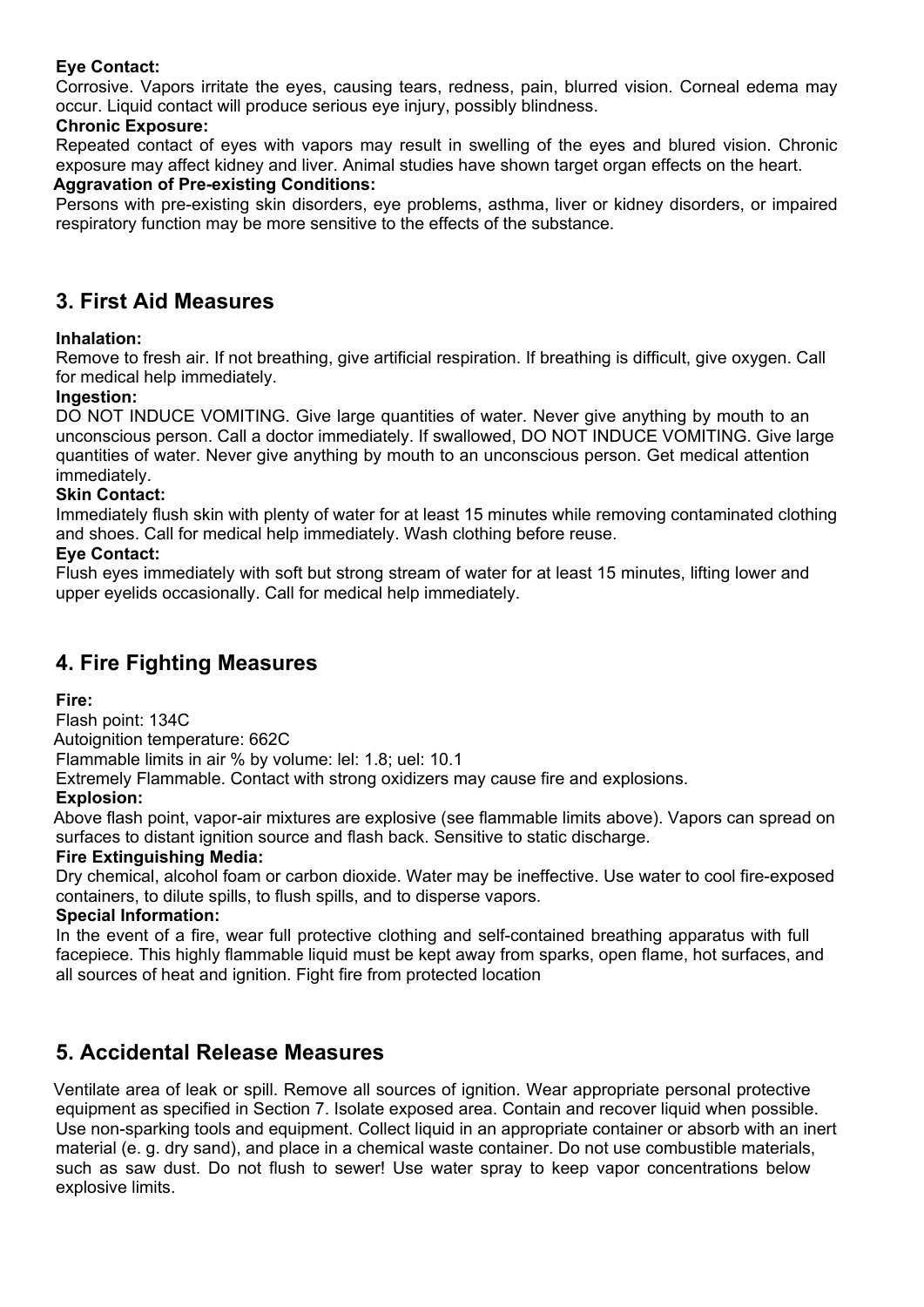**Eye Contact:**
Corrosive. Vapors irritate the eyes, causing tears, redness, pain, blurred vision. Corneal edema may occur. Liquid contact will produce serious eye injury, possibly blindness.

**Chronic Exposure:**
Repeated contact of eyes with vapors may result in swelling of the eyes and blured vision. Chronic exposure may affect kidney and liver. Animal studies have shown target organ effects on the heart.

**Aggravation of Pre-existing Conditions:**
Persons with pre-existing skin disorders, eye problems, asthma, liver or kidney disorders, or impaired respiratory function may be more sensitive to the effects of the substance.

## 3. First Aid Measures

**Inhalation:**
Remove to fresh air. If not breathing, give artificial respiration. If breathing is difficult, give oxygen. Call for medical help immediately.

**Ingestion:**
DO NOT INDUCE VOMITING. Give large quantities of water. Never give anything by mouth to an unconscious person. Call a doctor immediately. If swallowed, DO NOT INDUCE VOMITING. Give large quantities of water. Never give anything by mouth to an unconscious person. Get medical attention immediately.

**Skin Contact:**
Immediately flush skin with plenty of water for at least 15 minutes while removing contaminated clothing and shoes. Call for medical help immediately. Wash clothing before reuse.

**Eye Contact:**
Flush eyes immediately with soft but strong stream of water for at least 15 minutes, lifting lower and upper eyelids occasionally. Call for medical help immediately.

## 4. Fire Fighting Measures

**Fire:**
Flash point: 134C
Autoignition temperature: 662C
Flammable limits in air % by volume: lel: 1.8; uel: 10.1
Extremely Flammable. Contact with strong oxidizers may cause fire and explosions.

**Explosion:**
Above flash point, vapor-air mixtures are explosive (see flammable limits above). Vapors can spread on surfaces to distant ignition source and flash back. Sensitive to static discharge.

**Fire Extinguishing Media:**
Dry chemical, alcohol foam or carbon dioxide. Water may be ineffective. Use water to cool fire-exposed containers, to dilute spills, to flush spills, and to disperse vapors.

**Special Information:**
In the event of a fire, wear full protective clothing and self-contained breathing apparatus with full facepiece. This highly flammable liquid must be kept away from sparks, open flame, hot surfaces, and all sources of heat and ignition. Fight fire from protected location

## 5. Accidental Release Measures

Ventilate area of leak or spill. Remove all sources of ignition. Wear appropriate personal protective equipment as specified in Section 7. Isolate exposed area. Contain and recover liquid when possible. Use non-sparking tools and equipment. Collect liquid in an appropriate container or absorb with an inert material (e. g. dry sand), and place in a chemical waste container. Do not use combustible materials, such as saw dust. Do not flush to sewer! Use water spray to keep vapor concentrations below explosive limits.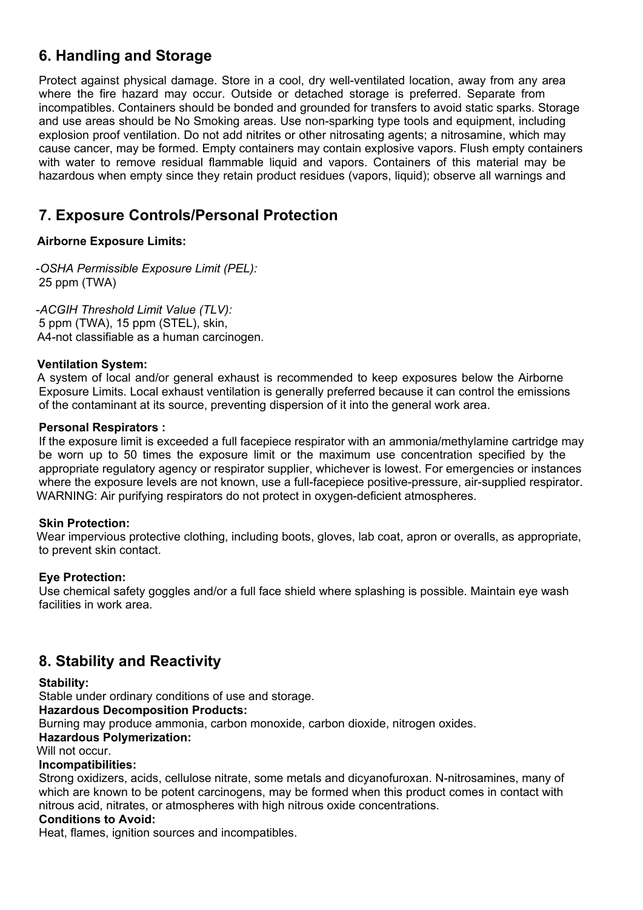## 6. Handling and Storage

Protect against physical damage. Store in a cool, dry well-ventilated location, away from any area where the fire hazard may occur. Outside or detached storage is preferred. Separate from incompatibles. Containers should be bonded and grounded for transfers to avoid static sparks. Storage and use areas should be No Smoking areas. Use non-sparking type tools and equipment, including explosion proof ventilation. Do not add nitrites or other nitrosating agents; a nitrosamine, which may cause cancer, may be formed. Empty containers may contain explosive vapors. Flush empty containers with water to remove residual flammable liquid and vapors. Containers of this material may be hazardous when empty since they retain product residues (vapors, liquid); observe all warnings and

## 7. Exposure Controls/Personal Protection

**Airborne Exposure Limits:**

-*OSHA Permissible Exposure Limit (PEL):*
25 ppm (TWA)

-*ACGIH Threshold Limit Value (TLV):*
5 ppm (TWA), 15 ppm (STEL), skin,
A4-not classifiable as a human carcinogen.

**Ventilation System:**
A system of local and/or general exhaust is recommended to keep exposures below the Airborne Exposure Limits. Local exhaust ventilation is generally preferred because it can control the emissions of the contaminant at its source, preventing dispersion of it into the general work area.

**Personal Respirators :**
If the exposure limit is exceeded a full facepiece respirator with an ammonia/methylamine cartridge may be worn up to 50 times the exposure limit or the maximum use concentration specified by the appropriate regulatory agency or respirator supplier, whichever is lowest. For emergencies or instances where the exposure levels are not known, use a full-facepiece positive-pressure, air-supplied respirator. WARNING: Air purifying respirators do not protect in oxygen-deficient atmospheres.

**Skin Protection:**
Wear impervious protective clothing, including boots, gloves, lab coat, apron or overalls, as appropriate, to prevent skin contact.

**Eye Protection:**
Use chemical safety goggles and/or a full face shield where splashing is possible. Maintain eye wash facilities in work area.

## 8. Stability and Reactivity

**Stability:**
Stable under ordinary conditions of use and storage.

**Hazardous Decomposition Products:**
Burning may produce ammonia, carbon monoxide, carbon dioxide, nitrogen oxides.

**Hazardous Polymerization:**
Will not occur.

**Incompatibilities:**
Strong oxidizers, acids, cellulose nitrate, some metals and dicyanofuroxan. N-nitrosamines, many of which are known to be potent carcinogens, may be formed when this product comes in contact with nitrous acid, nitrates, or atmospheres with high nitrous oxide concentrations.

**Conditions to Avoid:**
Heat, flames, ignition sources and incompatibles.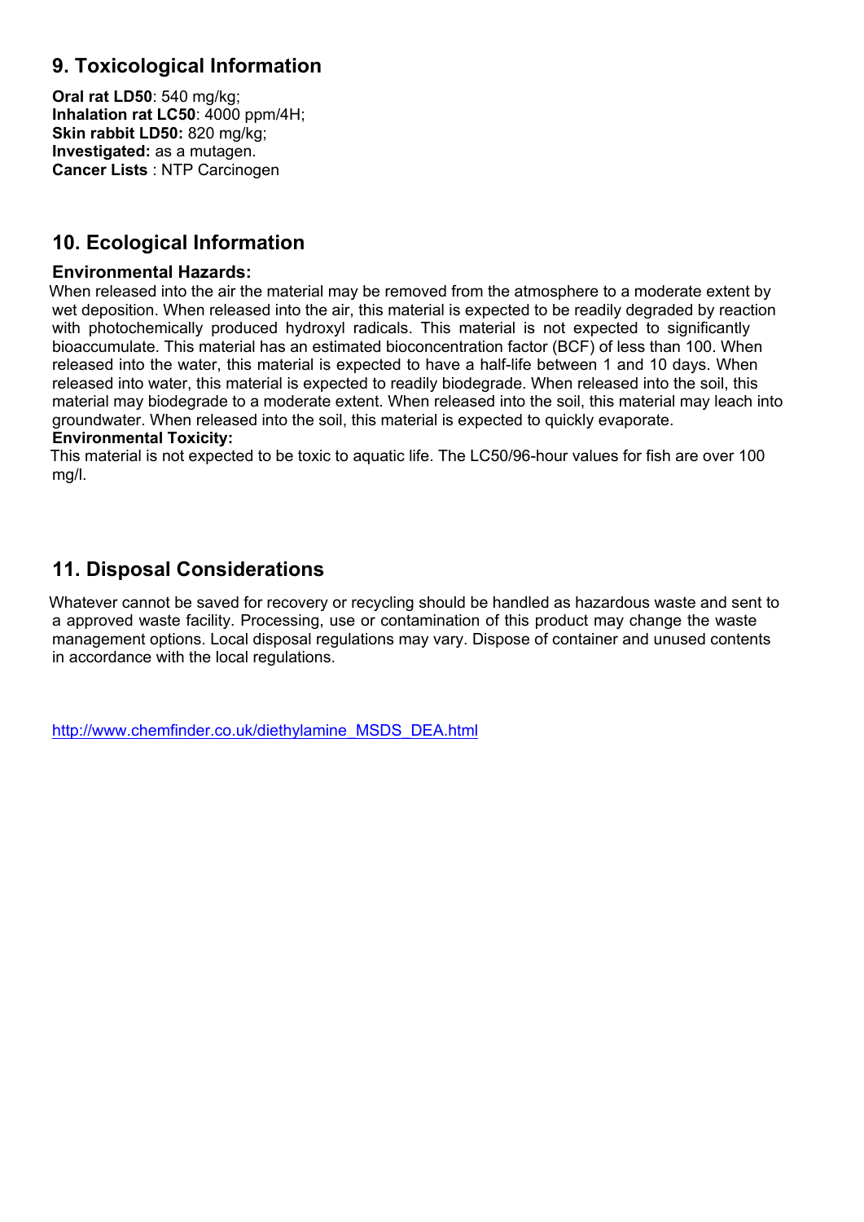## 9. Toxicological Information

**Oral rat LD50**: 540 mg/kg;
**Inhalation rat LC50**: 4000 ppm/4H;
**Skin rabbit LD50:** 820 mg/kg;
**Investigated:** as a mutagen.
**Cancer Lists** : NTP Carcinogen

## 10. Ecological Information

**Environmental Hazards:**

When released into the air the material may be removed from the atmosphere to a moderate extent by wet deposition. When released into the air, this material is expected to be readily degraded by reaction with photochemically produced hydroxyl radicals. This material is not expected to significantly bioaccumulate. This material has an estimated bioconcentration factor (BCF) of less than 100. When released into the water, this material is expected to have a half-life between 1 and 10 days. When released into water, this material is expected to readily biodegrade. When released into the soil, this material may biodegrade to a moderate extent. When released into the soil, this material may leach into groundwater. When released into the soil, this material is expected to quickly evaporate.

**Environmental Toxicity:**

This material is not expected to be toxic to aquatic life. The LC50/96-hour values for fish are over 100 mg/l.

## 11. Disposal Considerations

Whatever cannot be saved for recovery or recycling should be handled as hazardous waste and sent to a approved waste facility. Processing, use or contamination of this product may change the waste management options. Local disposal regulations may vary. Dispose of container and unused contents in accordance with the local regulations.

http://www.chemfinder.co.uk/diethylamine_MSDS_DEA.html